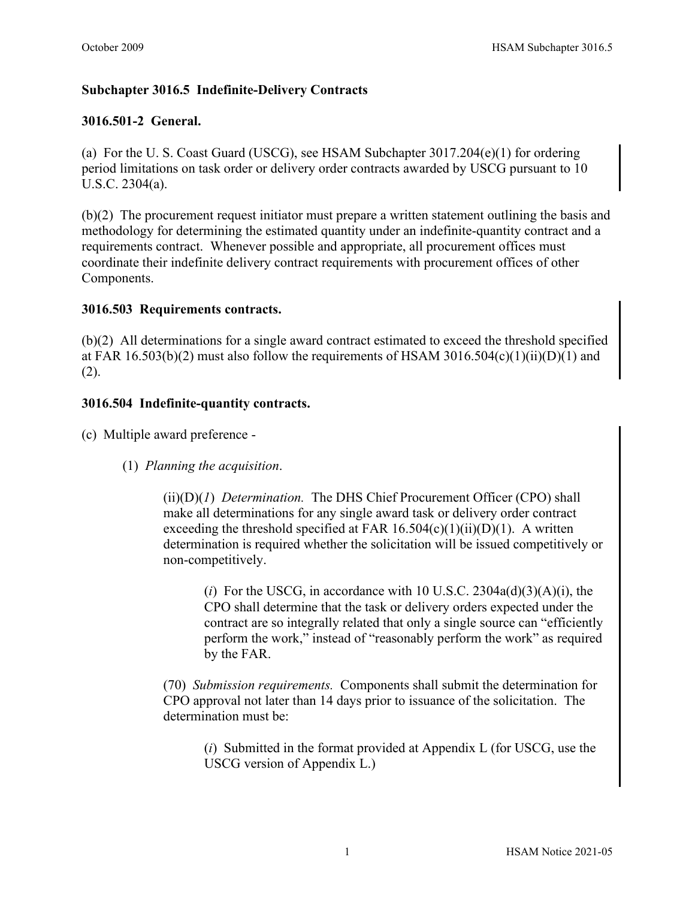## Subchapter 3016.5 Indefinite-Delivery Contracts

### 3016.501-2 General.

(a) For the U. S. Coast Guard (USCG), see HSAM Subchapter 3017.204(e)(1) for ordering period limitations on task order or delivery order contracts awarded by USCG pursuant to 10 U.S.C. 2304(a).

(b)(2) The procurement request initiator must prepare a written statement outlining the basis and methodology for determining the estimated quantity under an indefinite-quantity contract and a requirements contract. Whenever possible and appropriate, all procurement offices must coordinate their indefinite delivery contract requirements with procurement offices of other Components.

### 3016.503 Requirements contracts.

(b)(2) All determinations for a single award contract estimated to exceed the threshold specified at FAR 16.503(b)(2) must also follow the requirements of HSAM 3016.504(c)(1)(ii)(D)(1) and (2).

### 3016.504 Indefinite-quantity contracts.

(c) Multiple award preference -

(1) *Planning the acquisition*.

(ii)(D)(*1*) *Determination.* The DHS Chief Procurement Officer (CPO) shall make all determinations for any single award task or delivery order contract exceeding the threshold specified at FAR 16.504(c)(1)(ii)(D)(1). A written determination is required whether the solicitation will be issued competitively or non-competitively.

(*i*) For the USCG, in accordance with 10 U.S.C. 2304a(d)(3)(A)(i), the CPO shall determine that the task or delivery orders expected under the contract are so integrally related that only a single source can "efficiently perform the work," instead of "reasonably perform the work" as required by the FAR.

(70) *Submission requirements.* Components shall submit the determination for CPO approval not later than 14 days prior to issuance of the solicitation. The determination must be:

(*i*) Submitted in the format provided at Appendix L (for USCG, use the USCG version of Appendix L.)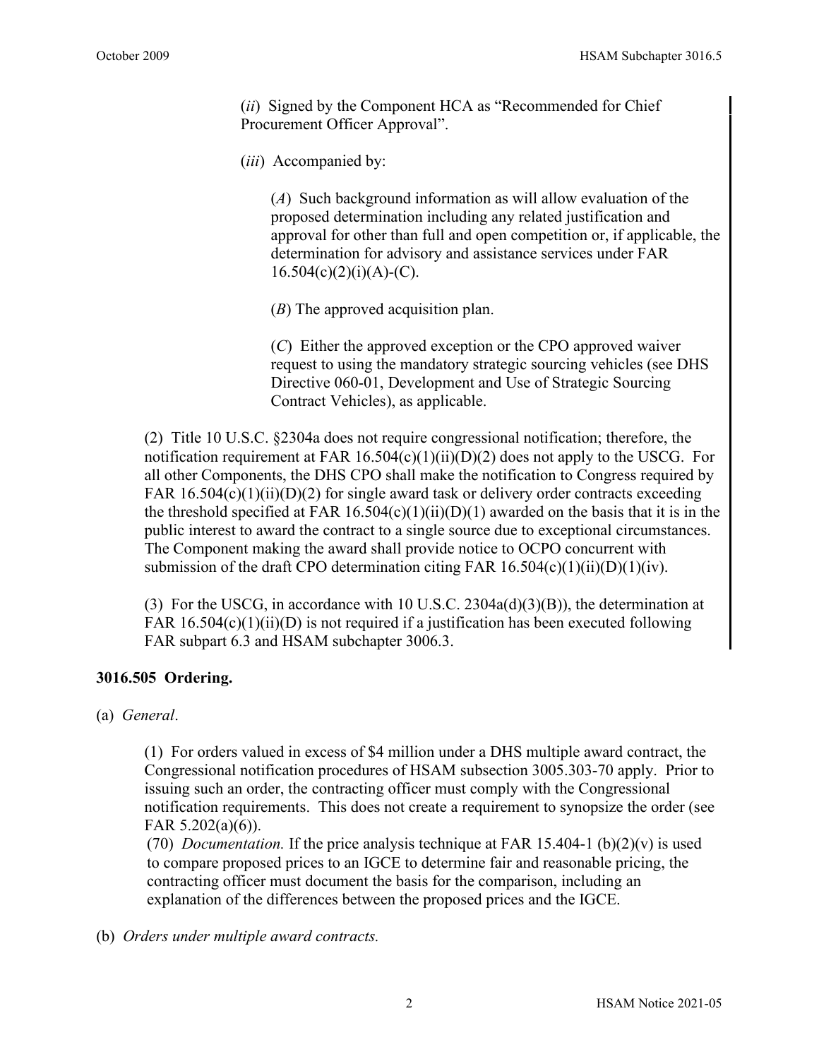(*ii*) Signed by the Component HCA as "Recommended for Chief Procurement Officer Approval".

(*iii*) Accompanied by:

(*A*) Such background information as will allow evaluation of the proposed determination including any related justification and approval for other than full and open competition or, if applicable, the determination for advisory and assistance services under FAR 16.504(c)(2)(i)(A)-(C).

(*B*) The approved acquisition plan.

(*C*) Either the approved exception or the CPO approved waiver request to using the mandatory strategic sourcing vehicles (see DHS Directive 060-01, Development and Use of Strategic Sourcing Contract Vehicles), as applicable.

(2) Title 10 U.S.C. §2304a does not require congressional notification; therefore, the notification requirement at FAR 16.504(c)(1)(ii)(D)(2) does not apply to the USCG. For all other Components, the DHS CPO shall make the notification to Congress required by FAR 16.504(c)(1)(ii)(D)(2) for single award task or delivery order contracts exceeding the threshold specified at FAR 16.504(c)(1)(ii)(D)(1) awarded on the basis that it is in the public interest to award the contract to a single source due to exceptional circumstances. The Component making the award shall provide notice to OCPO concurrent with submission of the draft CPO determination citing FAR 16.504(c)(1)(ii)(D)(1)(iv).

(3) For the USCG, in accordance with 10 U.S.C. 2304a(d)(3)(B)), the determination at FAR 16.504(c)(1)(ii)(D) is not required if a justification has been executed following FAR subpart 6.3 and HSAM subchapter 3006.3.

**3016.505 Ordering.**

(a) *General*.

(1) For orders valued in excess of $4 million under a DHS multiple award contract, the Congressional notification procedures of HSAM subsection 3005.303-70 apply. Prior to issuing such an order, the contracting officer must comply with the Congressional notification requirements. This does not create a requirement to synopsize the order (see FAR 5.202(a)(6)).

(70) *Documentation.* If the price analysis technique at FAR 15.404-1 (b)(2)(v) is used to compare proposed prices to an IGCE to determine fair and reasonable pricing, the contracting officer must document the basis for the comparison, including an explanation of the differences between the proposed prices and the IGCE.

(b) *Orders under multiple award contracts.*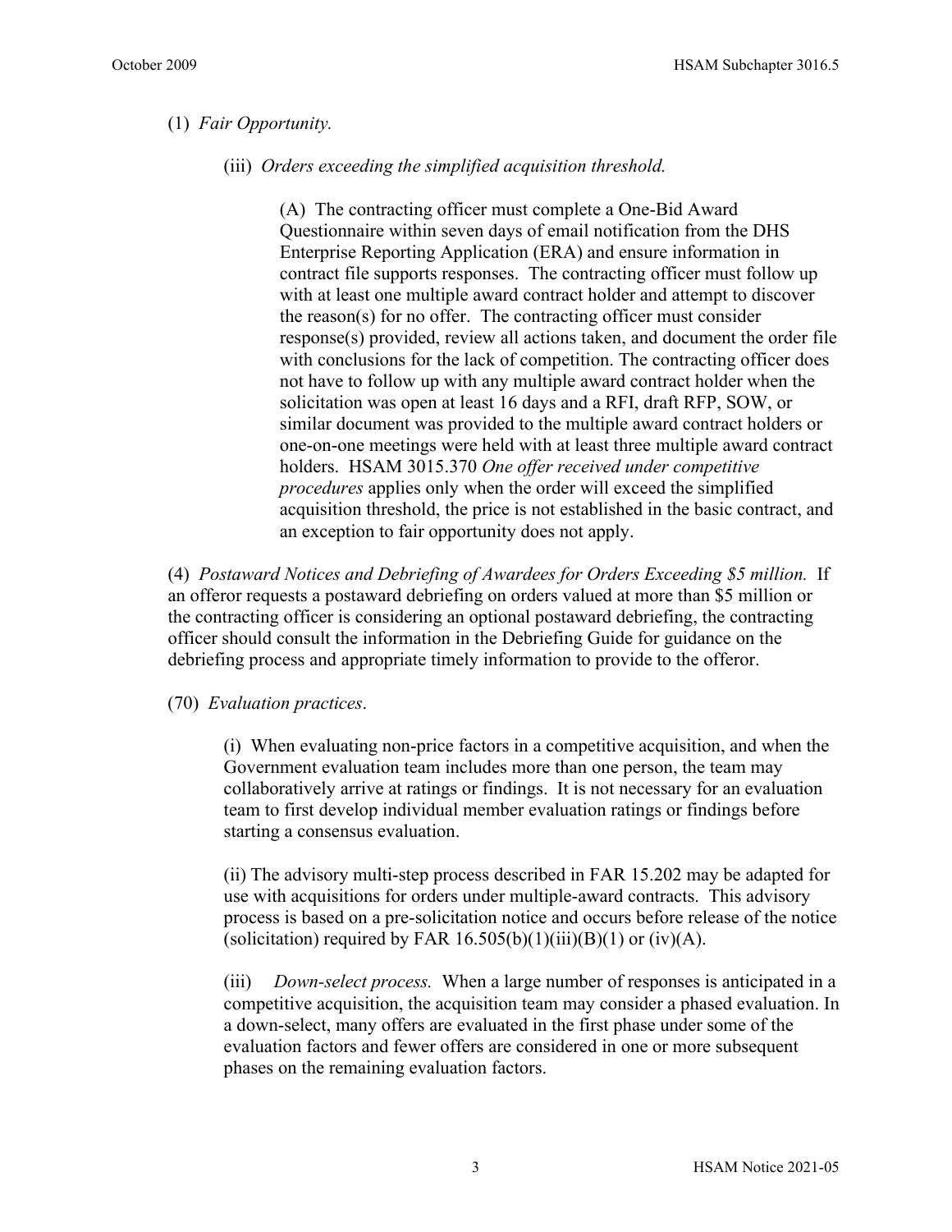(1) *Fair Opportunity.*

(iii) *Orders exceeding the simplified acquisition threshold.*

(A) The contracting officer must complete a One-Bid Award Questionnaire within seven days of email notification from the DHS Enterprise Reporting Application (ERA) and ensure information in contract file supports responses. The contracting officer must follow up with at least one multiple award contract holder and attempt to discover the reason(s) for no offer. The contracting officer must consider response(s) provided, review all actions taken, and document the order file with conclusions for the lack of competition. The contracting officer does not have to follow up with any multiple award contract holder when the solicitation was open at least 16 days and a RFI, draft RFP, SOW, or similar document was provided to the multiple award contract holders or one-on-one meetings were held with at least three multiple award contract holders. HSAM 3015.370 *One offer received under competitive procedures* applies only when the order will exceed the simplified acquisition threshold, the price is not established in the basic contract, and an exception to fair opportunity does not apply.

(4) *Postaward Notices and Debriefing of Awardees for Orders Exceeding $5 million.* If an offeror requests a postaward debriefing on orders valued at more than $5 million or the contracting officer is considering an optional postaward debriefing, the contracting officer should consult the information in the Debriefing Guide for guidance on the debriefing process and appropriate timely information to provide to the offeror.

(70) *Evaluation practices*.

(i) When evaluating non-price factors in a competitive acquisition, and when the Government evaluation team includes more than one person, the team may collaboratively arrive at ratings or findings. It is not necessary for an evaluation team to first develop individual member evaluation ratings or findings before starting a consensus evaluation.

(ii) The advisory multi-step process described in FAR 15.202 may be adapted for use with acquisitions for orders under multiple-award contracts. This advisory process is based on a pre-solicitation notice and occurs before release of the notice (solicitation) required by FAR 16.505(b)(1)(iii)(B)(1) or (iv)(A).

(iii) *Down-select process.* When a large number of responses is anticipated in a competitive acquisition, the acquisition team may consider a phased evaluation. In a down-select, many offers are evaluated in the first phase under some of the evaluation factors and fewer offers are considered in one or more subsequent phases on the remaining evaluation factors.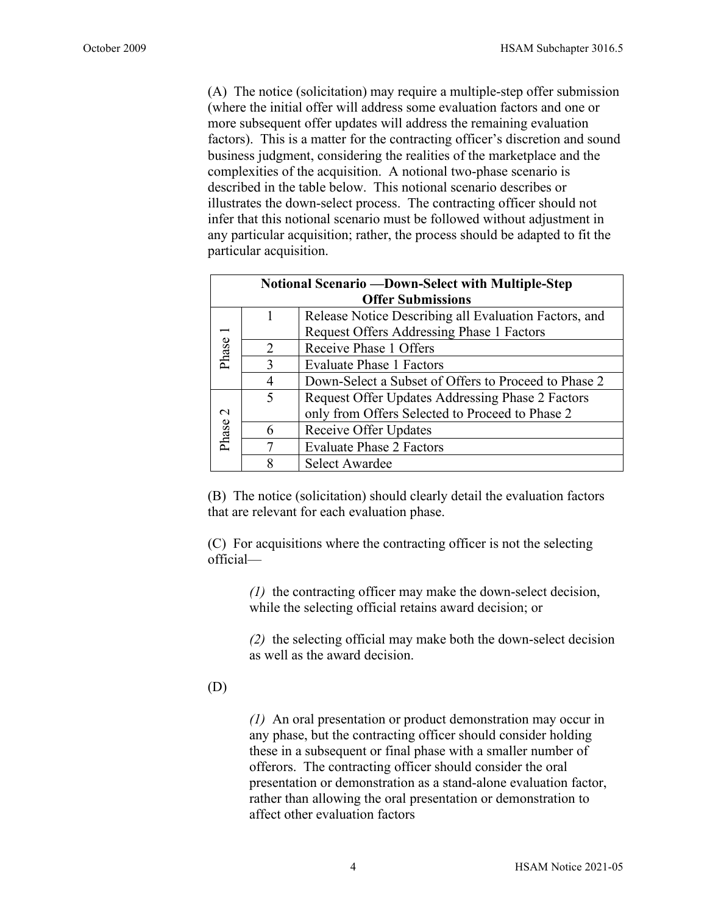(A) The notice (solicitation) may require a multiple-step offer submission (where the initial offer will address some evaluation factors and one or more subsequent offer updates will address the remaining evaluation factors). This is a matter for the contracting officer's discretion and sound business judgment, considering the realities of the marketplace and the complexities of the acquisition. A notional two-phase scenario is described in the table below. This notional scenario describes or illustrates the down-select process. The contracting officer should not infer that this notional scenario must be followed without adjustment in any particular acquisition; rather, the process should be adapted to fit the particular acquisition.

| **Notional Scenario —Down-Select with Multiple-Step Offer Submissions** | | |
|---|---|---|
| Phase 1 | 1 | Release Notice Describing all Evaluation Factors, and Request Offers Addressing Phase 1 Factors |
| | 2 | Receive Phase 1 Offers |
| | 3 | Evaluate Phase 1 Factors |
| | 4 | Down-Select a Subset of Offers to Proceed to Phase 2 |
| Phase 2 | 5 | Request Offer Updates Addressing Phase 2 Factors only from Offers Selected to Proceed to Phase 2 |
| | 6 | Receive Offer Updates |
| | 7 | Evaluate Phase 2 Factors |
| | 8 | Select Awardee |

(B) The notice (solicitation) should clearly detail the evaluation factors that are relevant for each evaluation phase.

(C) For acquisitions where the contracting officer is not the selecting official—

*(1)* the contracting officer may make the down-select decision, while the selecting official retains award decision; or

*(2)* the selecting official may make both the down-select decision as well as the award decision.

(D)

*(1)* An oral presentation or product demonstration may occur in any phase, but the contracting officer should consider holding these in a subsequent or final phase with a smaller number of offerors. The contracting officer should consider the oral presentation or demonstration as a stand-alone evaluation factor, rather than allowing the oral presentation or demonstration to affect other evaluation factors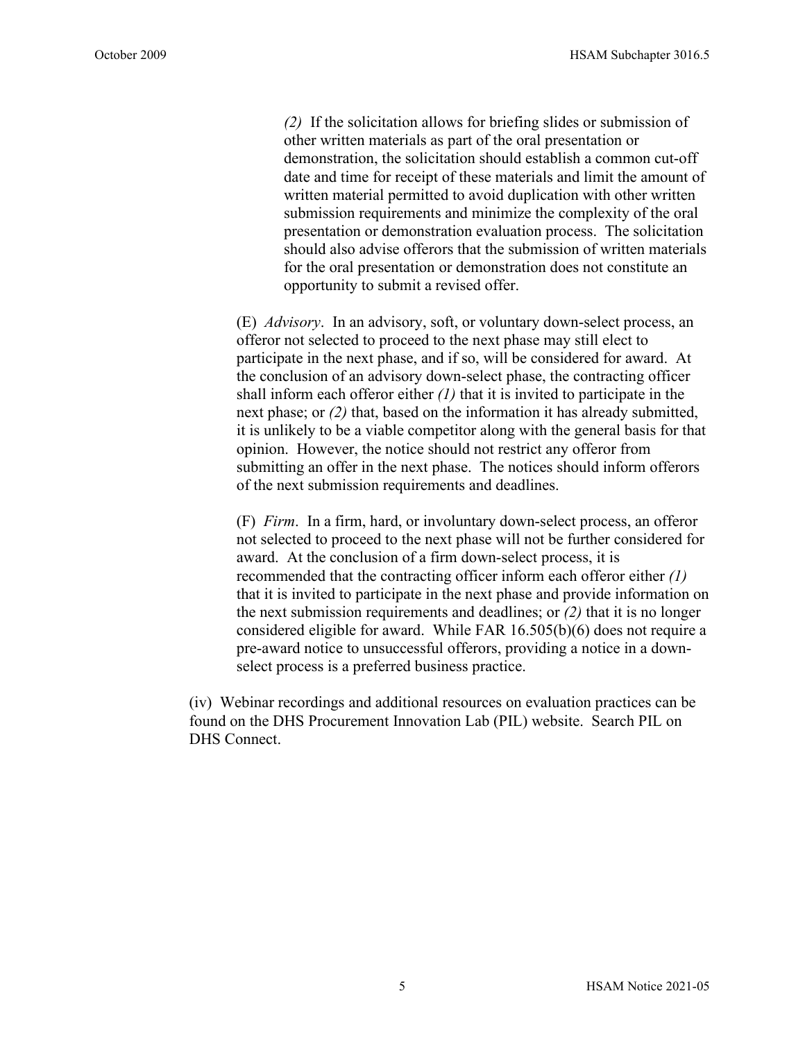*(2)* If the solicitation allows for briefing slides or submission of other written materials as part of the oral presentation or demonstration, the solicitation should establish a common cut-off date and time for receipt of these materials and limit the amount of written material permitted to avoid duplication with other written submission requirements and minimize the complexity of the oral presentation or demonstration evaluation process. The solicitation should also advise offerors that the submission of written materials for the oral presentation or demonstration does not constitute an opportunity to submit a revised offer.

(E) *Advisory*. In an advisory, soft, or voluntary down-select process, an offeror not selected to proceed to the next phase may still elect to participate in the next phase, and if so, will be considered for award. At the conclusion of an advisory down-select phase, the contracting officer shall inform each offeror either *(1)* that it is invited to participate in the next phase; or *(2)* that, based on the information it has already submitted, it is unlikely to be a viable competitor along with the general basis for that opinion. However, the notice should not restrict any offeror from submitting an offer in the next phase. The notices should inform offerors of the next submission requirements and deadlines.

(F) *Firm*. In a firm, hard, or involuntary down-select process, an offeror not selected to proceed to the next phase will not be further considered for award. At the conclusion of a firm down-select process, it is recommended that the contracting officer inform each offeror either *(1)* that it is invited to participate in the next phase and provide information on the next submission requirements and deadlines; or *(2)* that it is no longer considered eligible for award. While FAR 16.505(b)(6) does not require a pre-award notice to unsuccessful offerors, providing a notice in a down-select process is a preferred business practice.

(iv) Webinar recordings and additional resources on evaluation practices can be found on the DHS Procurement Innovation Lab (PIL) website. Search PIL on DHS Connect.